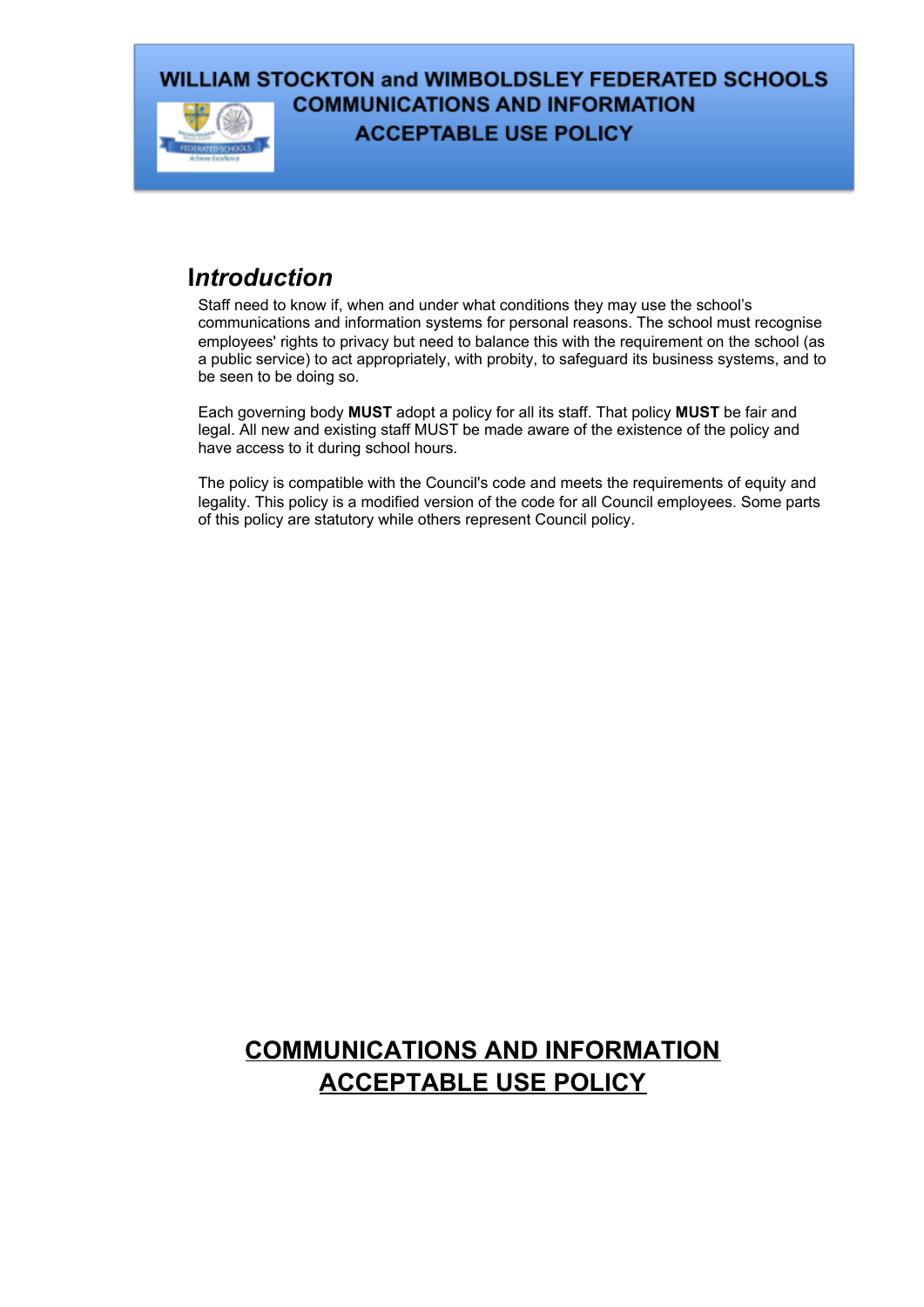# WILLIAM STOCKTON and WIMBOLDSLEY FEDERATED SCHOOLS
## COMMUNICATIONS AND INFORMATION ACCEPTABLE USE POLICY

## I*ntroduction*

Staff need to know if, when and under what conditions they may use the school's communications and information systems for personal reasons. The school must recognise employees' rights to privacy but need to balance this with the requirement on the school (as a public service) to act appropriately, with probity, to safeguard its business systems, and to be seen to be doing so.

Each governing body **MUST** adopt a policy for all its staff. That policy **MUST** be fair and legal. All new and existing staff MUST be made aware of the existence of the policy and have access to it during school hours.

The policy is compatible with the Council's code and meets the requirements of equity and legality. This policy is a modified version of the code for all Council employees. Some parts of this policy are statutory while others represent Council policy.

## COMMUNICATIONS AND INFORMATION ACCEPTABLE USE POLICY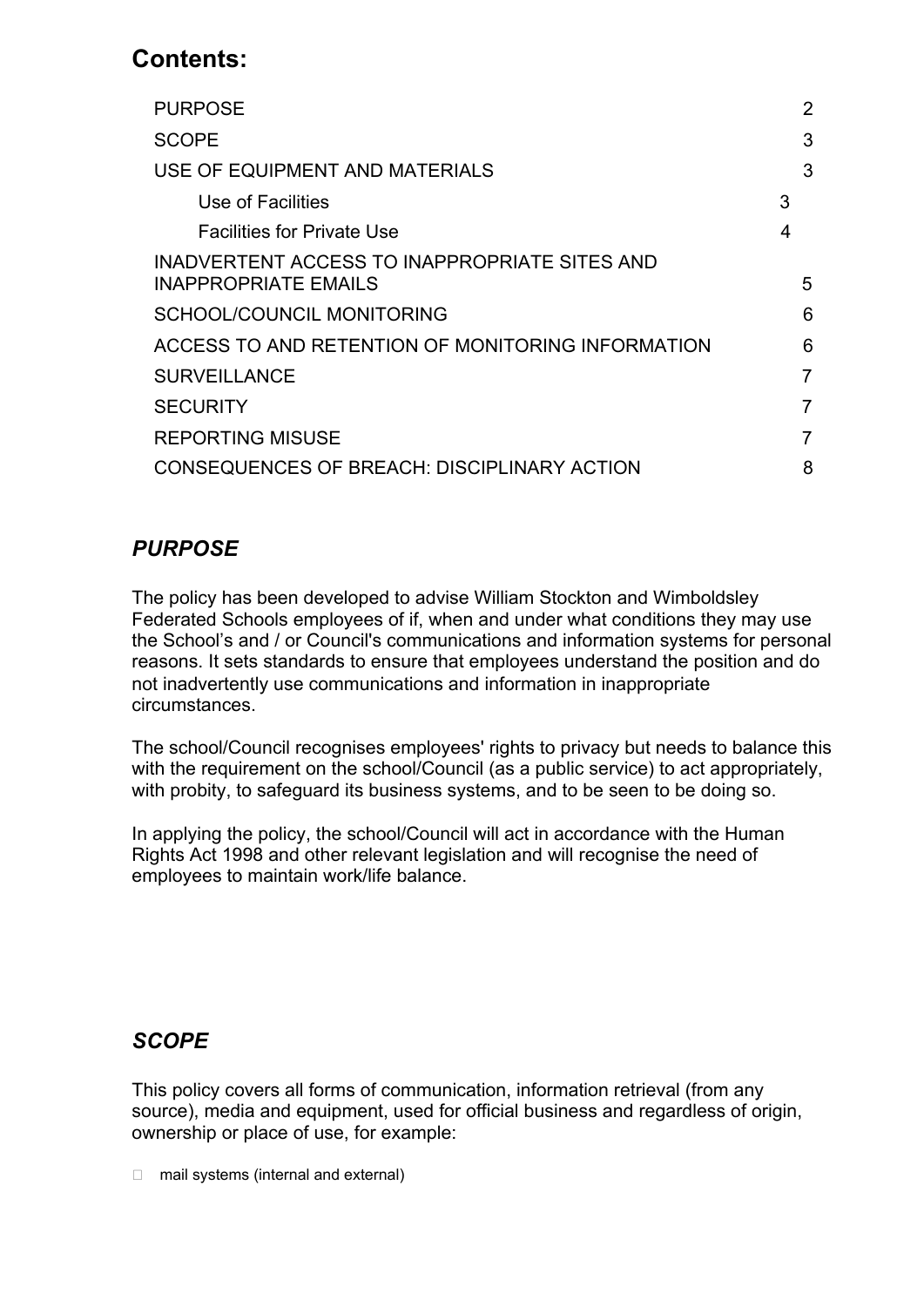## Contents:

| | |
|---|---|
| PURPOSE | 2 |
| SCOPE | 3 |
| USE OF EQUIPMENT AND MATERIALS | 3 |
| Use of Facilities | 3 |
| Facilities for Private Use | 4 |
| INADVERTENT ACCESS TO INAPPROPRIATE SITES AND INAPPROPRIATE EMAILS | 5 |
| SCHOOL/COUNCIL MONITORING | 6 |
| ACCESS TO AND RETENTION OF MONITORING INFORMATION | 6 |
| SURVEILLANCE | 7 |
| SECURITY | 7 |
| REPORTING MISUSE | 7 |
| CONSEQUENCES OF BREACH: DISCIPLINARY ACTION | 8 |

## *PURPOSE*

The policy has been developed to advise William Stockton and Wimboldsley Federated Schools employees of if, when and under what conditions they may use the School's and / or Council's communications and information systems for personal reasons. It sets standards to ensure that employees understand the position and do not inadvertently use communications and information in inappropriate circumstances.

The school/Council recognises employees' rights to privacy but needs to balance this with the requirement on the school/Council (as a public service) to act appropriately, with probity, to safeguard its business systems, and to be seen to be doing so.

In applying the policy, the school/Council will act in accordance with the Human Rights Act 1998 and other relevant legislation and will recognise the need of employees to maintain work/life balance.

## *SCOPE*

This policy covers all forms of communication, information retrieval (from any source), media and equipment, used for official business and regardless of origin, ownership or place of use, for example:

- mail systems (internal and external)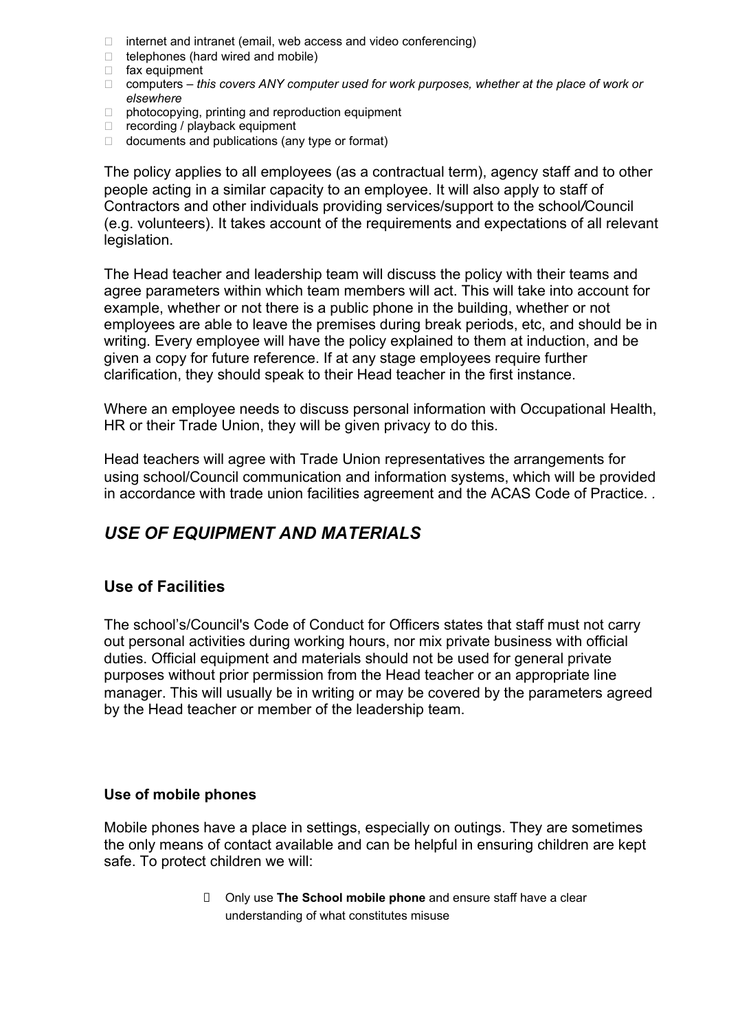- internet and intranet (email, web access and video conferencing)
- telephones (hard wired and mobile)
- fax equipment
- computers – *this covers ANY computer used for work purposes, whether at the place of work or elsewhere*
- photocopying, printing and reproduction equipment
- recording / playback equipment
- documents and publications (any type or format)

The policy applies to all employees (as a contractual term), agency staff and to other people acting in a similar capacity to an employee. It will also apply to staff of Contractors and other individuals providing services/support to the school/Council (e.g. volunteers). It takes account of the requirements and expectations of all relevant legislation.

The Head teacher and leadership team will discuss the policy with their teams and agree parameters within which team members will act. This will take into account for example, whether or not there is a public phone in the building, whether or not employees are able to leave the premises during break periods, etc, and should be in writing. Every employee will have the policy explained to them at induction, and be given a copy for future reference. If at any stage employees require further clarification, they should speak to their Head teacher in the first instance.

Where an employee needs to discuss personal information with Occupational Health, HR or their Trade Union, they will be given privacy to do this.

Head teachers will agree with Trade Union representatives the arrangements for using school/Council communication and information systems, which will be provided in accordance with trade union facilities agreement and the ACAS Code of Practice. .

## *USE OF EQUIPMENT AND MATERIALS*

### Use of Facilities

The school's/Council's Code of Conduct for Officers states that staff must not carry out personal activities during working hours, nor mix private business with official duties. Official equipment and materials should not be used for general private purposes without prior permission from the Head teacher or an appropriate line manager. This will usually be in writing or may be covered by the parameters agreed by the Head teacher or member of the leadership team.

**Use of mobile phones**

Mobile phones have a place in settings, especially on outings. They are sometimes the only means of contact available and can be helpful in ensuring children are kept safe. To protect children we will:

- Only use **The School mobile phone** and ensure staff have a clear understanding of what constitutes misuse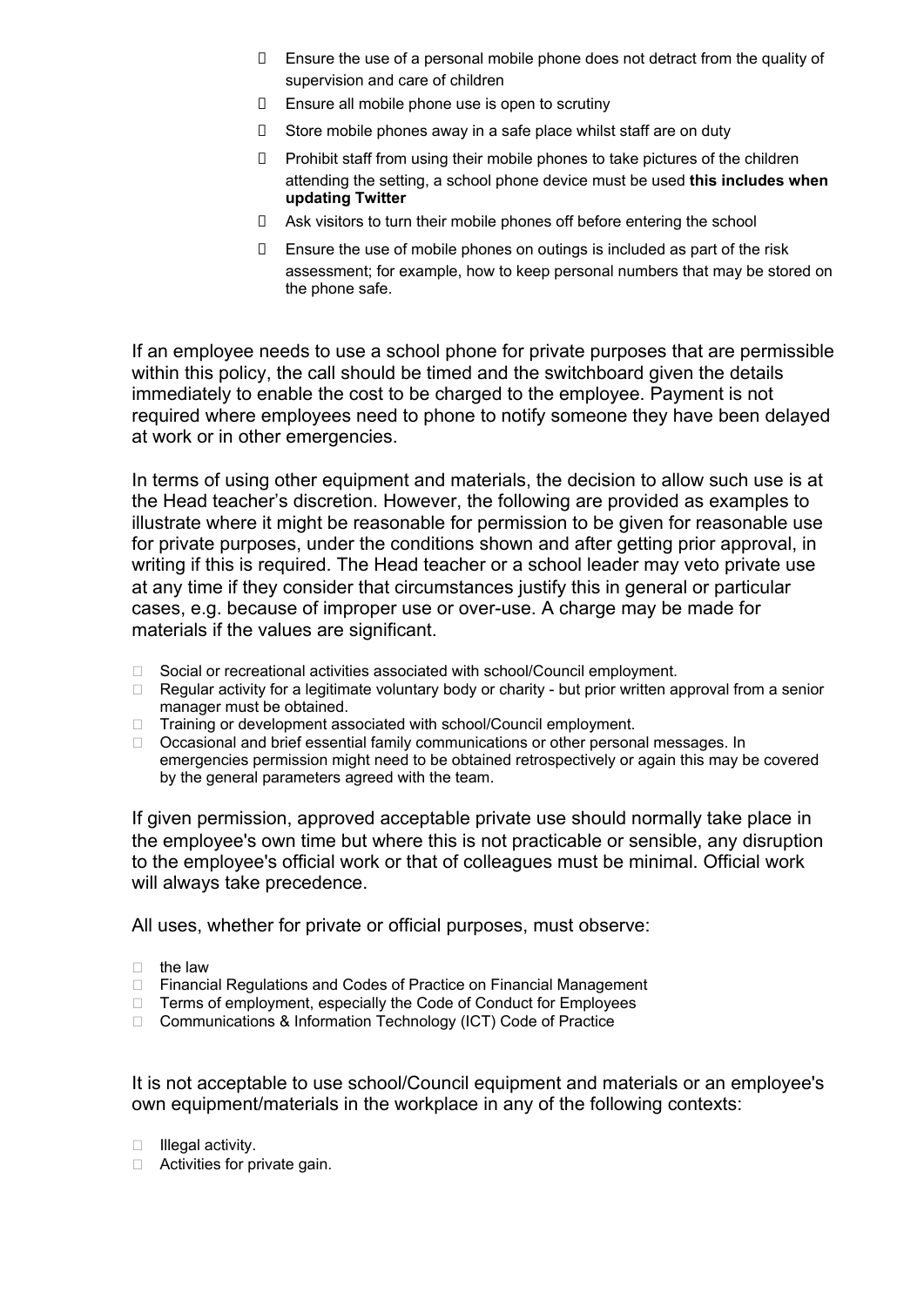- Ensure the use of a personal mobile phone does not detract from the quality of supervision and care of children
- Ensure all mobile phone use is open to scrutiny
- Store mobile phones away in a safe place whilst staff are on duty
- Prohibit staff from using their mobile phones to take pictures of the children attending the setting, a school phone device must be used **this includes when updating Twitter**
- Ask visitors to turn their mobile phones off before entering the school
- Ensure the use of mobile phones on outings is included as part of the risk assessment; for example, how to keep personal numbers that may be stored on the phone safe.

If an employee needs to use a school phone for private purposes that are permissible within this policy, the call should be timed and the switchboard given the details immediately to enable the cost to be charged to the employee. Payment is not required where employees need to phone to notify someone they have been delayed at work or in other emergencies.

In terms of using other equipment and materials, the decision to allow such use is at the Head teacher's discretion. However, the following are provided as examples to illustrate where it might be reasonable for permission to be given for reasonable use for private purposes, under the conditions shown and after getting prior approval, in writing if this is required. The Head teacher or a school leader may veto private use at any time if they consider that circumstances justify this in general or particular cases, e.g. because of improper use or over-use. A charge may be made for materials if the values are significant.

- Social or recreational activities associated with school/Council employment.
- Regular activity for a legitimate voluntary body or charity - but prior written approval from a senior manager must be obtained.
- Training or development associated with school/Council employment.
- Occasional and brief essential family communications or other personal messages. In emergencies permission might need to be obtained retrospectively or again this may be covered by the general parameters agreed with the team.

If given permission, approved acceptable private use should normally take place in the employee's own time but where this is not practicable or sensible, any disruption to the employee's official work or that of colleagues must be minimal. Official work will always take precedence.

All uses, whether for private or official purposes, must observe:

- the law
- Financial Regulations and Codes of Practice on Financial Management
- Terms of employment, especially the Code of Conduct for Employees
- Communications & Information Technology (ICT) Code of Practice

It is not acceptable to use school/Council equipment and materials or an employee's own equipment/materials in the workplace in any of the following contexts:

- Illegal activity.
- Activities for private gain.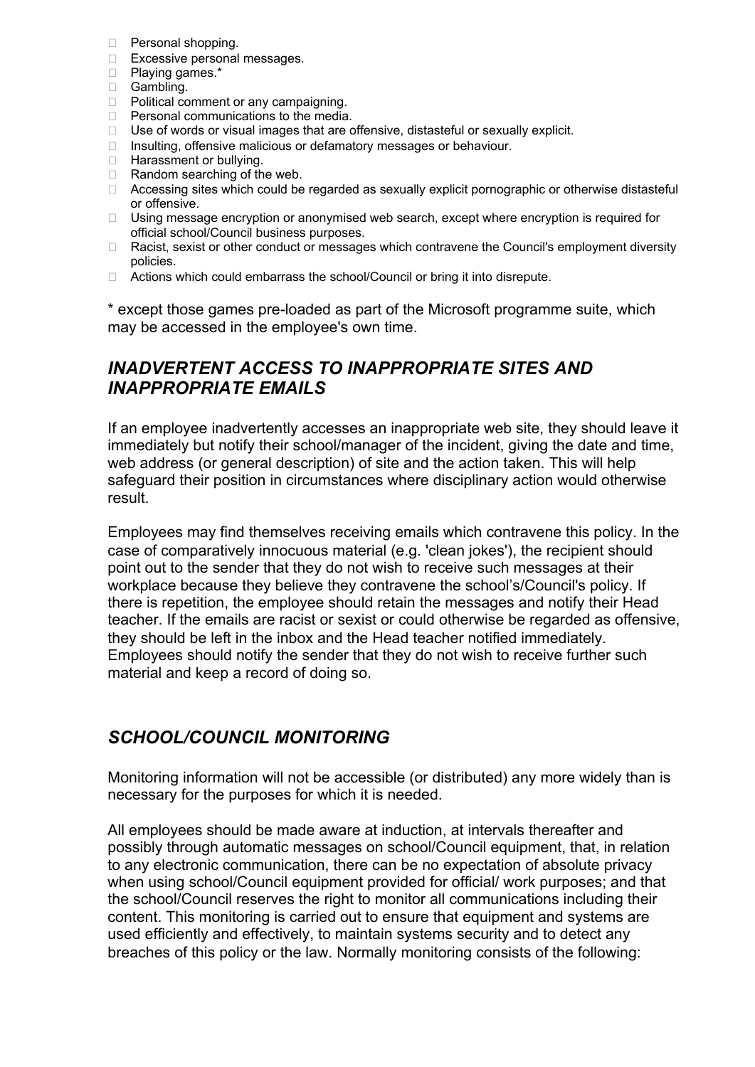- Personal shopping.
- Excessive personal messages.
- Playing games.*
- Gambling.
- Political comment or any campaigning.
- Personal communications to the media.
- Use of words or visual images that are offensive, distasteful or sexually explicit.
- Insulting, offensive malicious or defamatory messages or behaviour.
- Harassment or bullying.
- Random searching of the web.
- Accessing sites which could be regarded as sexually explicit pornographic or otherwise distasteful or offensive.
- Using message encryption or anonymised web search, except where encryption is required for official school/Council business purposes.
- Racist, sexist or other conduct or messages which contravene the Council's employment diversity policies.
- Actions which could embarrass the school/Council or bring it into disrepute.

\* except those games pre-loaded as part of the Microsoft programme suite, which may be accessed in the employee's own time.

## *INADVERTENT ACCESS TO INAPPROPRIATE SITES AND INAPPROPRIATE EMAILS*

If an employee inadvertently accesses an inappropriate web site, they should leave it immediately but notify their school/manager of the incident, giving the date and time, web address (or general description) of site and the action taken. This will help safeguard their position in circumstances where disciplinary action would otherwise result.

Employees may find themselves receiving emails which contravene this policy. In the case of comparatively innocuous material (e.g. 'clean jokes'), the recipient should point out to the sender that they do not wish to receive such messages at their workplace because they believe they contravene the school's/Council's policy. If there is repetition, the employee should retain the messages and notify their Head teacher. If the emails are racist or sexist or could otherwise be regarded as offensive, they should be left in the inbox and the Head teacher notified immediately. Employees should notify the sender that they do not wish to receive further such material and keep a record of doing so.

## *SCHOOL/COUNCIL MONITORING*

Monitoring information will not be accessible (or distributed) any more widely than is necessary for the purposes for which it is needed.

All employees should be made aware at induction, at intervals thereafter and possibly through automatic messages on school/Council equipment, that, in relation to any electronic communication, there can be no expectation of absolute privacy when using school/Council equipment provided for official/ work purposes; and that the school/Council reserves the right to monitor all communications including their content. This monitoring is carried out to ensure that equipment and systems are used efficiently and effectively, to maintain systems security and to detect any breaches of this policy or the law. Normally monitoring consists of the following: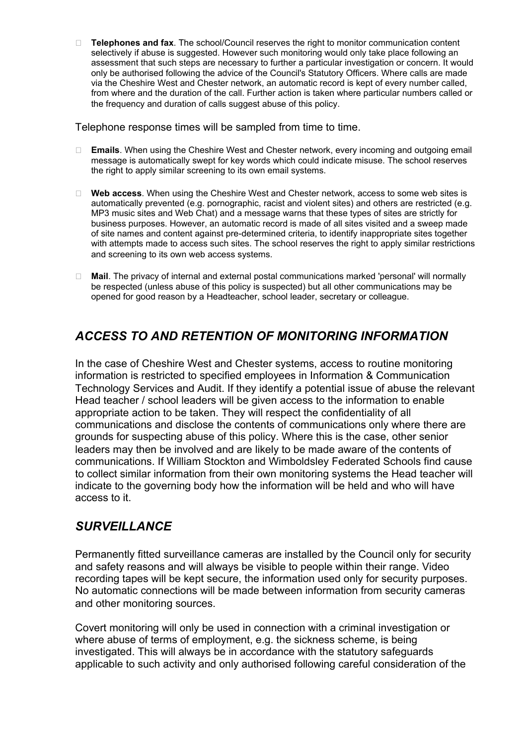- **Telephones and fax**. The school/Council reserves the right to monitor communication content selectively if abuse is suggested. However such monitoring would only take place following an assessment that such steps are necessary to further a particular investigation or concern. It would only be authorised following the advice of the Council's Statutory Officers. Where calls are made via the Cheshire West and Chester network, an automatic record is kept of every number called, from where and the duration of the call. Further action is taken where particular numbers called or the frequency and duration of calls suggest abuse of this policy.

Telephone response times will be sampled from time to time.

- **Emails**. When using the Cheshire West and Chester network, every incoming and outgoing email message is automatically swept for key words which could indicate misuse. The school reserves the right to apply similar screening to its own email systems.

- **Web access**. When using the Cheshire West and Chester network, access to some web sites is automatically prevented (e.g. pornographic, racist and violent sites) and others are restricted (e.g. MP3 music sites and Web Chat) and a message warns that these types of sites are strictly for business purposes. However, an automatic record is made of all sites visited and a sweep made of site names and content against pre-determined criteria, to identify inappropriate sites together with attempts made to access such sites. The school reserves the right to apply similar restrictions and screening to its own web access systems.

- **Mail**. The privacy of internal and external postal communications marked 'personal' will normally be respected (unless abuse of this policy is suspected) but all other communications may be opened for good reason by a Headteacher, school leader, secretary or colleague.

## *ACCESS TO AND RETENTION OF MONITORING INFORMATION*

In the case of Cheshire West and Chester systems, access to routine monitoring information is restricted to specified employees in Information & Communication Technology Services and Audit. If they identify a potential issue of abuse the relevant Head teacher / school leaders will be given access to the information to enable appropriate action to be taken. They will respect the confidentiality of all communications and disclose the contents of communications only where there are grounds for suspecting abuse of this policy. Where this is the case, other senior leaders may then be involved and are likely to be made aware of the contents of communications. If William Stockton and Wimboldsley Federated Schools find cause to collect similar information from their own monitoring systems the Head teacher will indicate to the governing body how the information will be held and who will have access to it.

## *SURVEILLANCE*

Permanently fitted surveillance cameras are installed by the Council only for security and safety reasons and will always be visible to people within their range. Video recording tapes will be kept secure, the information used only for security purposes. No automatic connections will be made between information from security cameras and other monitoring sources.

Covert monitoring will only be used in connection with a criminal investigation or where abuse of terms of employment, e.g. the sickness scheme, is being investigated. This will always be in accordance with the statutory safeguards applicable to such activity and only authorised following careful consideration of the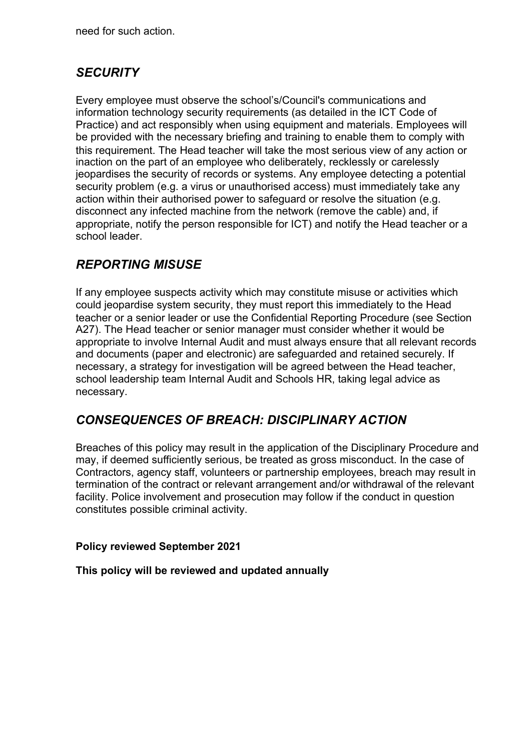need for such action.

## *SECURITY*

Every employee must observe the school's/Council's communications and information technology security requirements (as detailed in the ICT Code of Practice) and act responsibly when using equipment and materials. Employees will be provided with the necessary briefing and training to enable them to comply with this requirement. The Head teacher will take the most serious view of any action or inaction on the part of an employee who deliberately, recklessly or carelessly jeopardises the security of records or systems. Any employee detecting a potential security problem (e.g. a virus or unauthorised access) must immediately take any action within their authorised power to safeguard or resolve the situation (e.g. disconnect any infected machine from the network (remove the cable) and, if appropriate, notify the person responsible for ICT) and notify the Head teacher or a school leader.

## *REPORTING MISUSE*

If any employee suspects activity which may constitute misuse or activities which could jeopardise system security, they must report this immediately to the Head teacher or a senior leader or use the Confidential Reporting Procedure (see Section A27). The Head teacher or senior manager must consider whether it would be appropriate to involve Internal Audit and must always ensure that all relevant records and documents (paper and electronic) are safeguarded and retained securely. If necessary, a strategy for investigation will be agreed between the Head teacher, school leadership team Internal Audit and Schools HR, taking legal advice as necessary.

## *CONSEQUENCES OF BREACH: DISCIPLINARY ACTION*

Breaches of this policy may result in the application of the Disciplinary Procedure and may, if deemed sufficiently serious, be treated as gross misconduct. In the case of Contractors, agency staff, volunteers or partnership employees, breach may result in termination of the contract or relevant arrangement and/or withdrawal of the relevant facility. Police involvement and prosecution may follow if the conduct in question constitutes possible criminal activity.

**Policy reviewed September 2021**

**This policy will be reviewed and updated annually**